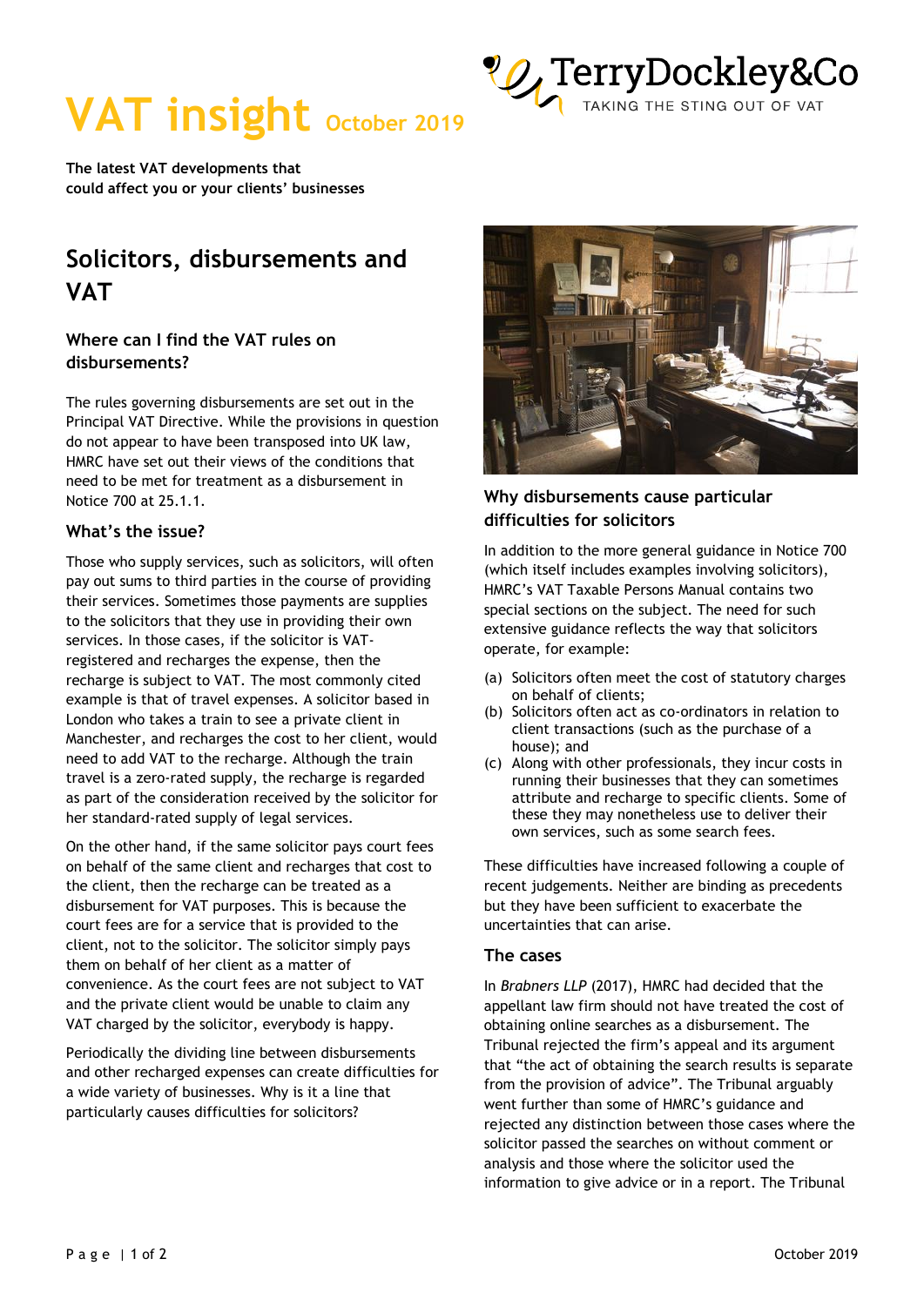# VAT insight October 2019

TerryDockley&Co
TAKING THE STING OUT OF VAT

**The latest VAT developments that could affect you or your clients' businesses**

## Solicitors, disbursements and VAT

### Where can I find the VAT rules on disbursements?

The rules governing disbursements are set out in the Principal VAT Directive. While the provisions in question do not appear to have been transposed into UK law, HMRC have set out their views of the conditions that need to be met for treatment as a disbursement in Notice 700 at 25.1.1.

### What's the issue?

Those who supply services, such as solicitors, will often pay out sums to third parties in the course of providing their services. Sometimes those payments are supplies to the solicitors that they use in providing their own services. In those cases, if the solicitor is VAT-registered and recharges the expense, then the recharge is subject to VAT. The most commonly cited example is that of travel expenses. A solicitor based in London who takes a train to see a private client in Manchester, and recharges the cost to her client, would need to add VAT to the recharge. Although the train travel is a zero-rated supply, the recharge is regarded as part of the consideration received by the solicitor for her standard-rated supply of legal services.

On the other hand, if the same solicitor pays court fees on behalf of the same client and recharges that cost to the client, then the recharge can be treated as a disbursement for VAT purposes. This is because the court fees are for a service that is provided to the client, not to the solicitor. The solicitor simply pays them on behalf of her client as a matter of convenience. As the court fees are not subject to VAT and the private client would be unable to claim any VAT charged by the solicitor, everybody is happy.

Periodically the dividing line between disbursements and other recharged expenses can create difficulties for a wide variety of businesses. Why is it a line that particularly causes difficulties for solicitors?

### Why disbursements cause particular difficulties for solicitors

In addition to the more general guidance in Notice 700 (which itself includes examples involving solicitors), HMRC's VAT Taxable Persons Manual contains two special sections on the subject. The need for such extensive guidance reflects the way that solicitors operate, for example:

(a) Solicitors often meet the cost of statutory charges on behalf of clients;
(b) Solicitors often act as co-ordinators in relation to client transactions (such as the purchase of a house); and
(c) Along with other professionals, they incur costs in running their businesses that they can sometimes attribute and recharge to specific clients. Some of these they may nonetheless use to deliver their own services, such as some search fees.

These difficulties have increased following a couple of recent judgements. Neither are binding as precedents but they have been sufficient to exacerbate the uncertainties that can arise.

### The cases

In *Brabners LLP* (2017), HMRC had decided that the appellant law firm should not have treated the cost of obtaining online searches as a disbursement. The Tribunal rejected the firm's appeal and its argument that "the act of obtaining the search results is separate from the provision of advice". The Tribunal arguably went further than some of HMRC's guidance and rejected any distinction between those cases where the solicitor passed the searches on without comment or analysis and those where the solicitor used the information to give advice or in a report. The Tribunal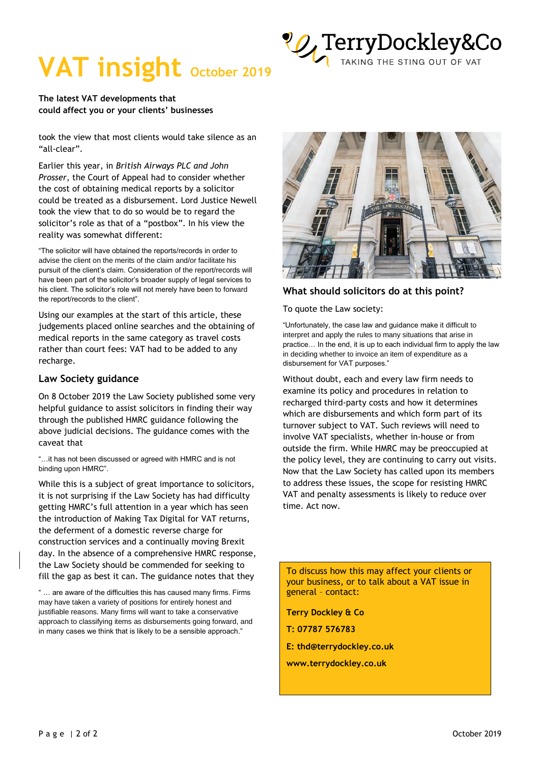# VAT insight October 2019

**The latest VAT developments that could affect you or your clients' businesses**

took the view that most clients would take silence as an "all-clear".

Earlier this year, in *British Airways PLC and John Prosser*, the Court of Appeal had to consider whether the cost of obtaining medical reports by a solicitor could be treated as a disbursement. Lord Justice Newell took the view that to do so would be to regard the solicitor's role as that of a "postbox". In his view the reality was somewhat different:

"The solicitor will have obtained the reports/records in order to advise the client on the merits of the claim and/or facilitate his pursuit of the client's claim. Consideration of the report/records will have been part of the solicitor's broader supply of legal services to his client. The solicitor's role will not merely have been to forward the report/records to the client".

Using our examples at the start of this article, these judgements placed online searches and the obtaining of medical reports in the same category as travel costs rather than court fees: VAT had to be added to any recharge.

## Law Society guidance

On 8 October 2019 the Law Society published some very helpful guidance to assist solicitors in finding their way through the published HMRC guidance following the above judicial decisions. The guidance comes with the caveat that

"…it has not been discussed or agreed with HMRC and is not binding upon HMRC".

While this is a subject of great importance to solicitors, it is not surprising if the Law Society has had difficulty getting HMRC's full attention in a year which has seen the introduction of Making Tax Digital for VAT returns, the deferment of a domestic reverse charge for construction services and a continually moving Brexit day. In the absence of a comprehensive HMRC response, the Law Society should be commended for seeking to fill the gap as best it can. The guidance notes that they

" … are aware of the difficulties this has caused many firms. Firms may have taken a variety of positions for entirely honest and justifiable reasons. Many firms will want to take a conservative approach to classifying items as disbursements going forward, and in many cases we think that is likely to be a sensible approach."

## What should solicitors do at this point?

To quote the Law society:

"Unfortunately, the case law and guidance make it difficult to interpret and apply the rules to many situations that arise in practice… In the end, it is up to each individual firm to apply the law in deciding whether to invoice an item of expenditure as a disbursement for VAT purposes."

Without doubt, each and every law firm needs to examine its policy and procedures in relation to recharged third-party costs and how it determines which are disbursements and which form part of its turnover subject to VAT. Such reviews will need to involve VAT specialists, whether in-house or from outside the firm. While HMRC may be preoccupied at the policy level, they are continuing to carry out visits. Now that the Law Society has called upon its members to address these issues, the scope for resisting HMRC VAT and penalty assessments is likely to reduce over time. Act now.

To discuss how this may affect your clients or your business, or to talk about a VAT issue in general – contact:

**Terry Dockley & Co**

**T: 07787 576783**

**E: thd@terrydockley.co.uk**

**www.terrydockley.co.uk**